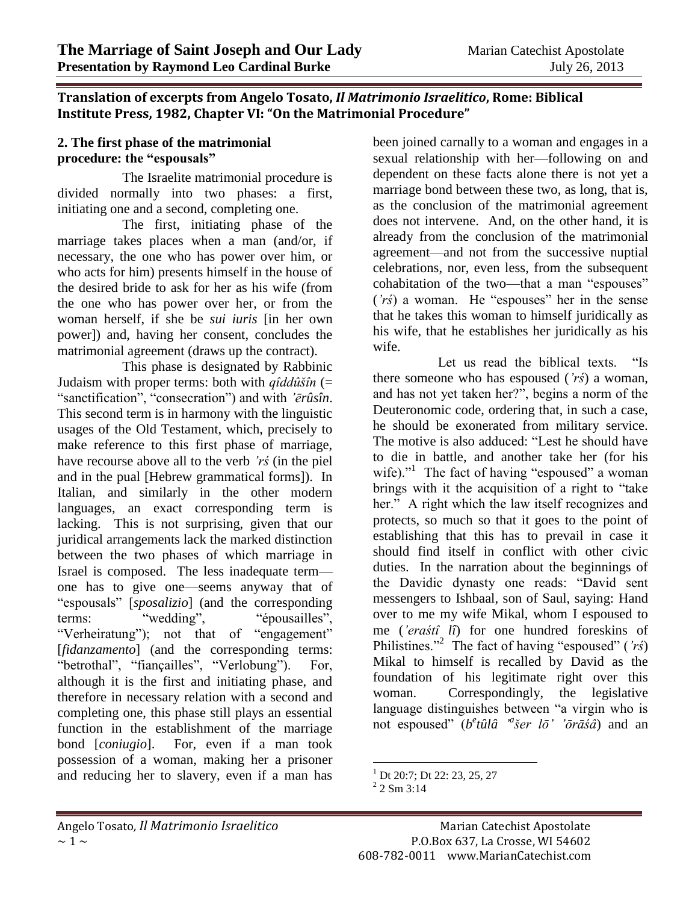**Translation of excerpts from Angelo Tosato, *Il Matrimonio Israelitico*, Rome: Biblical Institute Press, 1982, Chapter VI: "On the Matrimonial Procedure"**

## 2. The first phase of the matrimonial procedure: the "espousals"

The Israelite matrimonial procedure is divided normally into two phases: a first, initiating one and a second, completing one.

The first, initiating phase of the marriage takes places when a man (and/or, if necessary, the one who has power over him, or who acts for him) presents himself in the house of the desired bride to ask for her as his wife (from the one who has power over her, or from the woman herself, if she be *sui iuris* [in her own power]) and, having her consent, concludes the matrimonial agreement (draws up the contract).

This phase is designated by Rabbinic Judaism with proper terms: both with *qîddûšîn* (= "sanctification", "consecration") and with *'ērûsîn*. This second term is in harmony with the linguistic usages of the Old Testament, which, precisely to make reference to this first phase of marriage, have recourse above all to the verb *'rś* (in the piel and in the pual [Hebrew grammatical forms]). In Italian, and similarly in the other modern languages, an exact corresponding term is lacking. This is not surprising, given that our juridical arrangements lack the marked distinction between the two phases of which marriage in Israel is composed. The less inadequate term—one has to give one—seems anyway that of "espousals" [*sposalizio*] (and the corresponding terms: "wedding", "épousailles", "Verheiratung"); not that of "engagement" [*fidanzamento*] (and the corresponding terms: "betrothal", "fiançailles", "Verlobung"). For, although it is the first and initiating phase, and therefore in necessary relation with a second and completing one, this phase still plays an essential function in the establishment of the marriage bond [*coniugio*]. For, even if a man took possession of a woman, making her a prisoner and reducing her to slavery, even if a man has been joined carnally to a woman and engages in a sexual relationship with her—following on and dependent on these facts alone there is not yet a marriage bond between these two, as long, that is, as the conclusion of the matrimonial agreement does not intervene. And, on the other hand, it is already from the conclusion of the matrimonial agreement—and not from the successive nuptial celebrations, nor, even less, from the subsequent cohabitation of the two—that a man "espouses" (*'rś*) a woman. He "espouses" her in the sense that he takes this woman to himself juridically as his wife, that he establishes her juridically as his wife.

Let us read the biblical texts. "Is there someone who has espoused (*'rś*) a woman, and has not yet taken her?", begins a norm of the Deuteronomic code, ordering that, in such a case, he should be exonerated from military service. The motive is also adduced: "Lest he should have to die in battle, and another take her (for his wife)."[1] The fact of having "espoused" a woman brings with it the acquisition of a right to "take her." A right which the law itself recognizes and protects, so much so that it goes to the point of establishing that this has to prevail in case it should find itself in conflict with other civic duties. In the narration about the beginnings of the Davidic dynasty one reads: "David sent messengers to Ishbaal, son of Saul, saying: Hand over to me my wife Mikal, whom I espoused to me (*'eraśtî lî*) for one hundred foreskins of Philistines."[2] The fact of having "espoused" (*'rś*) Mikal to himself is recalled by David as the foundation of his legitimate right over this woman. Correspondingly, the legislative language distinguishes between "a virgin who is not espoused" (*b^etûlâ 'ašer lō' 'ōrāśâ*) and an

---

[1] Dt 20:7; Dt 22: 23, 25, 27

[2] 2 Sm 3:14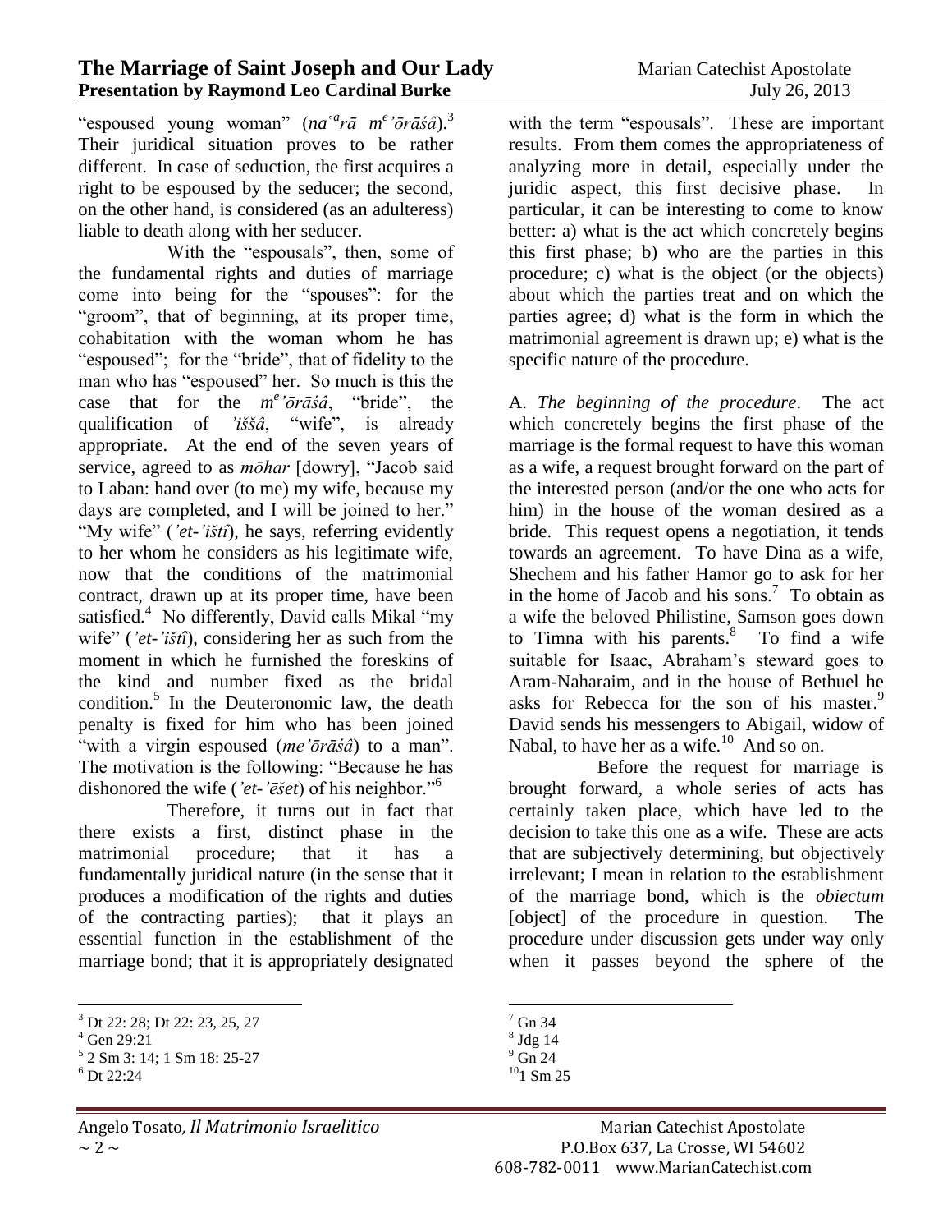"espoused young woman" (*naʿarā meʾōrāśâ*).[3] Their juridical situation proves to be rather different. In case of seduction, the first acquires a right to be espoused by the seducer; the second, on the other hand, is considered (as an adulteress) liable to death along with her seducer.

With the "espousals", then, some of the fundamental rights and duties of marriage come into being for the "spouses": for the "groom", that of beginning, at its proper time, cohabitation with the woman whom he has "espoused"; for the "bride", that of fidelity to the man who has "espoused" her. So much is this the case that for the *meʾōrāśâ*, "bride", the qualification of *ʾiššâ*, "wife", is already appropriate. At the end of the seven years of service, agreed to as *mōhar* [dowry], "Jacob said to Laban: hand over (to me) my wife, because my days are completed, and I will be joined to her." "My wife" (*ʾet-ʾištî*), he says, referring evidently to her whom he considers as his legitimate wife, now that the conditions of the matrimonial contract, drawn up at its proper time, have been satisfied.[4] No differently, David calls Mikal "my wife" (*ʾet-ʾištî*), considering her as such from the moment in which he furnished the foreskins of the kind and number fixed as the bridal condition.[5] In the Deuteronomic law, the death penalty is fixed for him who has been joined "with a virgin espoused (*meʾōrāśâ*) to a man". The motivation is the following: "Because he has dishonored the wife (*ʾet-ʾēšet*) of his neighbor."[6]

Therefore, it turns out in fact that there exists a first, distinct phase in the matrimonial procedure; that it has a fundamentally juridical nature (in the sense that it produces a modification of the rights and duties of the contracting parties); that it plays an essential function in the establishment of the marriage bond; that it is appropriately designated with the term "espousals". These are important results. From them comes the appropriateness of analyzing more in detail, especially under the juridic aspect, this first decisive phase. In particular, it can be interesting to come to know better: a) what is the act which concretely begins this first phase; b) who are the parties in this procedure; c) what is the object (or the objects) about which the parties treat and on which the parties agree; d) what is the form in which the matrimonial agreement is drawn up; e) what is the specific nature of the procedure.

A. *The beginning of the procedure*. The act which concretely begins the first phase of the marriage is the formal request to have this woman as a wife, a request brought forward on the part of the interested person (and/or the one who acts for him) in the house of the woman desired as a bride. This request opens a negotiation, it tends towards an agreement. To have Dina as a wife, Shechem and his father Hamor go to ask for her in the home of Jacob and his sons.[7] To obtain as a wife the beloved Philistine, Samson goes down to Timna with his parents.[8] To find a wife suitable for Isaac, Abraham's steward goes to Aram-Naharaim, and in the house of Bethuel he asks for Rebecca for the son of his master.[9] David sends his messengers to Abigail, widow of Nabal, to have her as a wife.[10] And so on.

Before the request for marriage is brought forward, a whole series of acts has certainly taken place, which have led to the decision to take this one as a wife. These are acts that are subjectively determining, but objectively irrelevant; I mean in relation to the establishment of the marriage bond, which is the *obiectum* [object] of the procedure in question. The procedure under discussion gets under way only when it passes beyond the sphere of the

---

[3] Dt 22: 28; Dt 22: 23, 25, 27
[4] Gen 29:21
[5] 2 Sm 3: 14; 1 Sm 18: 25-27
[6] Dt 22:24
[7] Gn 34
[8] Jdg 14
[9] Gn 24
[10] 1 Sm 25

Angelo Tosato, *Il Matrimonio Israelitico*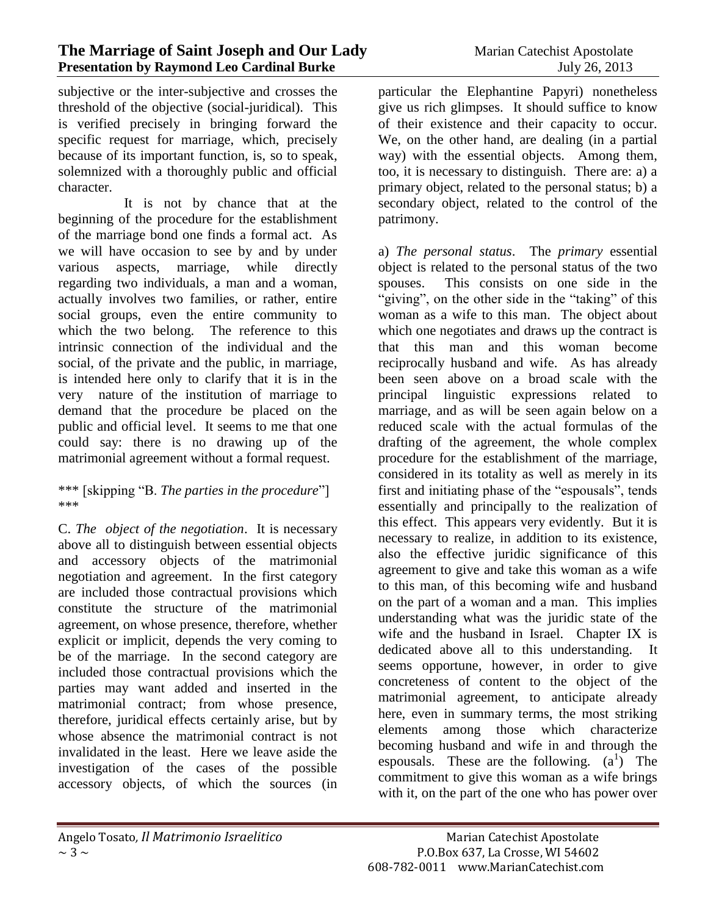subjective or the inter-subjective and crosses the threshold of the objective (social-juridical). This is verified precisely in bringing forward the specific request for marriage, which, precisely because of its important function, is, so to speak, solemnized with a thoroughly public and official character.

It is not by chance that at the beginning of the procedure for the establishment of the marriage bond one finds a formal act. As we will have occasion to see by and by under various aspects, marriage, while directly regarding two individuals, a man and a woman, actually involves two families, or rather, entire social groups, even the entire community to which the two belong. The reference to this intrinsic connection of the individual and the social, of the private and the public, in marriage, is intended here only to clarify that it is in the very nature of the institution of marriage to demand that the procedure be placed on the public and official level. It seems to me that one could say: there is no drawing up of the matrimonial agreement without a formal request.

*** [skipping "B. *The parties in the procedure*"] ***

C. *The object of the negotiation*. It is necessary above all to distinguish between essential objects and accessory objects of the matrimonial negotiation and agreement. In the first category are included those contractual provisions which constitute the structure of the matrimonial agreement, on whose presence, therefore, whether explicit or implicit, depends the very coming to be of the marriage. In the second category are included those contractual provisions which the parties may want added and inserted in the matrimonial contract; from whose presence, therefore, juridical effects certainly arise, but by whose absence the matrimonial contract is not invalidated in the least. Here we leave aside the investigation of the cases of the possible accessory objects, of which the sources (in particular the Elephantine Papyri) nonetheless give us rich glimpses. It should suffice to know of their existence and their capacity to occur. We, on the other hand, are dealing (in a partial way) with the essential objects. Among them, too, it is necessary to distinguish. There are: a) a primary object, related to the personal status; b) a secondary object, related to the control of the patrimony.

a) *The personal status*. The *primary* essential object is related to the personal status of the two spouses. This consists on one side in the "giving", on the other side in the "taking" of this woman as a wife to this man. The object about which one negotiates and draws up the contract is that this man and this woman become reciprocally husband and wife. As has already been seen above on a broad scale with the principal linguistic expressions related to marriage, and as will be seen again below on a reduced scale with the actual formulas of the drafting of the agreement, the whole complex procedure for the establishment of the marriage, considered in its totality as well as merely in its first and initiating phase of the "espousals", tends essentially and principally to the realization of this effect. This appears very evidently. But it is necessary to realize, in addition to its existence, also the effective juridic significance of this agreement to give and take this woman as a wife to this man, of this becoming wife and husband on the part of a woman and a man. This implies understanding what was the juridic state of the wife and the husband in Israel. Chapter IX is dedicated above all to this understanding. It seems opportune, however, in order to give concreteness of content to the object of the matrimonial agreement, to anticipate already here, even in summary terms, the most striking elements among those which characterize becoming husband and wife in and through the espousals. These are the following. ($a^1$) The commitment to give this woman as a wife brings with it, on the part of the one who has power over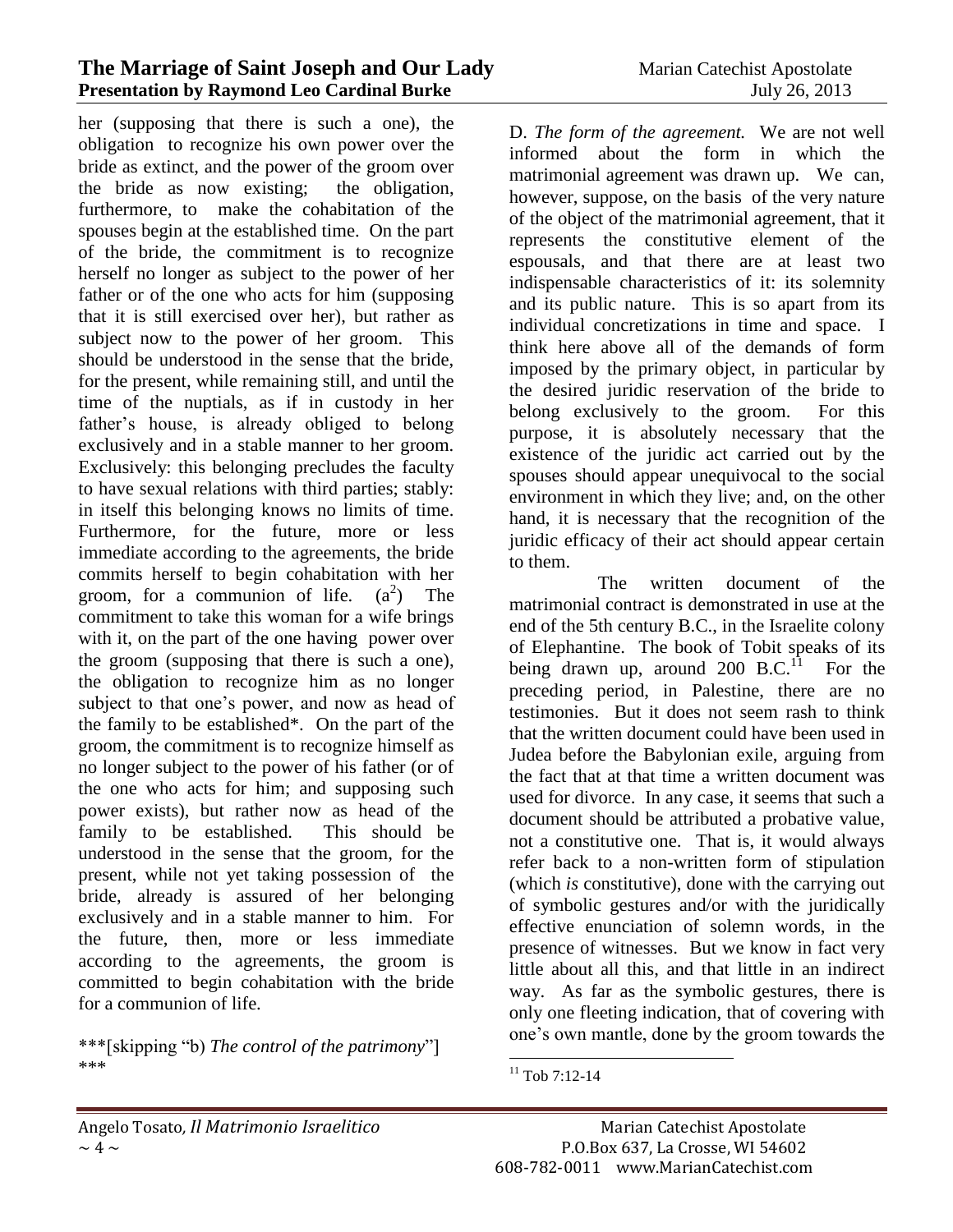her (supposing that there is such a one), the obligation to recognize his own power over the bride as extinct, and the power of the groom over the bride as now existing; the obligation, furthermore, to make the cohabitation of the spouses begin at the established time. On the part of the bride, the commitment is to recognize herself no longer as subject to the power of her father or of the one who acts for him (supposing that it is still exercised over her), but rather as subject now to the power of her groom. This should be understood in the sense that the bride, for the present, while remaining still, and until the time of the nuptials, as if in custody in her father's house, is already obliged to belong exclusively and in a stable manner to her groom. Exclusively: this belonging precludes the faculty to have sexual relations with third parties; stably: in itself this belonging knows no limits of time. Furthermore, for the future, more or less immediate according to the agreements, the bride commits herself to begin cohabitation with her groom, for a communion of life. ($a^2$) The commitment to take this woman for a wife brings with it, on the part of the one having power over the groom (supposing that there is such a one), the obligation to recognize him as no longer subject to that one's power, and now as head of the family to be established*. On the part of the groom, the commitment is to recognize himself as no longer subject to the power of his father (or of the one who acts for him; and supposing such power exists), but rather now as head of the family to be established. This should be understood in the sense that the groom, for the present, while not yet taking possession of the bride, already is assured of her belonging exclusively and in a stable manner to him. For the future, then, more or less immediate according to the agreements, the groom is committed to begin cohabitation with the bride for a communion of life.

***[skipping "b) *The control of the patrimony*"] ***

D. *The form of the agreement.* We are not well informed about the form in which the matrimonial agreement was drawn up. We can, however, suppose, on the basis of the very nature of the object of the matrimonial agreement, that it represents the constitutive element of the espousals, and that there are at least two indispensable characteristics of it: its solemnity and its public nature. This is so apart from its individual concretizations in time and space. I think here above all of the demands of form imposed by the primary object, in particular by the desired juridic reservation of the bride to belong exclusively to the groom. For this purpose, it is absolutely necessary that the existence of the juridic act carried out by the spouses should appear unequivocal to the social environment in which they live; and, on the other hand, it is necessary that the recognition of the juridic efficacy of their act should appear certain to them.

The written document of the matrimonial contract is demonstrated in use at the end of the 5th century B.C., in the Israelite colony of Elephantine. The book of Tobit speaks of its being drawn up, around 200 B.C.[11] For the preceding period, in Palestine, there are no testimonies. But it does not seem rash to think that the written document could have been used in Judea before the Babylonian exile, arguing from the fact that at that time a written document was used for divorce. In any case, it seems that such a document should be attributed a probative value, not a constitutive one. That is, it would always refer back to a non-written form of stipulation (which *is* constitutive), done with the carrying out of symbolic gestures and/or with the juridically effective enunciation of solemn words, in the presence of witnesses. But we know in fact very little about all this, and that little in an indirect way. As far as the symbolic gestures, there is only one fleeting indication, that of covering with one's own mantle, done by the groom towards the

[11] Tob 7:12-14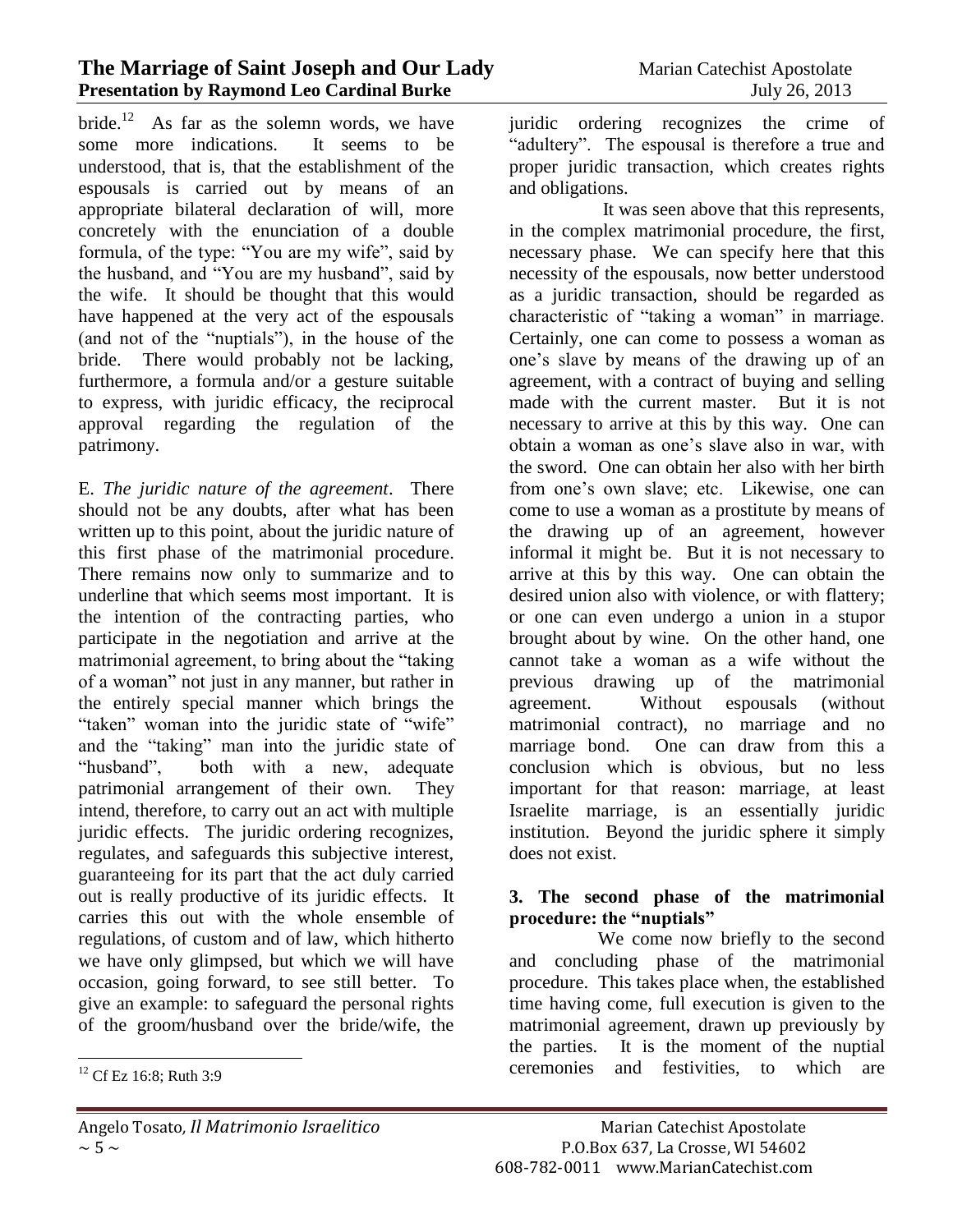bride.[12] As far as the solemn words, we have some more indications. It seems to be understood, that is, that the establishment of the espousals is carried out by means of an appropriate bilateral declaration of will, more concretely with the enunciation of a double formula, of the type: "You are my wife", said by the husband, and "You are my husband", said by the wife. It should be thought that this would have happened at the very act of the espousals (and not of the "nuptials"), in the house of the bride. There would probably not be lacking, furthermore, a formula and/or a gesture suitable to express, with juridic efficacy, the reciprocal approval regarding the regulation of the patrimony.

E. *The juridic nature of the agreement*. There should not be any doubts, after what has been written up to this point, about the juridic nature of this first phase of the matrimonial procedure. There remains now only to summarize and to underline that which seems most important. It is the intention of the contracting parties, who participate in the negotiation and arrive at the matrimonial agreement, to bring about the "taking of a woman" not just in any manner, but rather in the entirely special manner which brings the "taken" woman into the juridic state of "wife" and the "taking" man into the juridic state of "husband", both with a new, adequate patrimonial arrangement of their own. They intend, therefore, to carry out an act with multiple juridic effects. The juridic ordering recognizes, regulates, and safeguards this subjective interest, guaranteeing for its part that the act duly carried out is really productive of its juridic effects. It carries this out with the whole ensemble of regulations, of custom and of law, which hitherto we have only glimpsed, but which we will have occasion, going forward, to see still better. To give an example: to safeguard the personal rights of the groom/husband over the bride/wife, the juridic ordering recognizes the crime of "adultery". The espousal is therefore a true and proper juridic transaction, which creates rights and obligations.

It was seen above that this represents, in the complex matrimonial procedure, the first, necessary phase. We can specify here that this necessity of the espousals, now better understood as a juridic transaction, should be regarded as characteristic of "taking a woman" in marriage. Certainly, one can come to possess a woman as one's slave by means of the drawing up of an agreement, with a contract of buying and selling made with the current master. But it is not necessary to arrive at this by this way. One can obtain a woman as one's slave also in war, with the sword. One can obtain her also with her birth from one's own slave; etc. Likewise, one can come to use a woman as a prostitute by means of the drawing up of an agreement, however informal it might be. But it is not necessary to arrive at this by this way. One can obtain the desired union also with violence, or with flattery; or one can even undergo a union in a stupor brought about by wine. On the other hand, one cannot take a woman as a wife without the previous drawing up of the matrimonial agreement. Without espousals (without matrimonial contract), no marriage and no marriage bond. One can draw from this a conclusion which is obvious, but no less important for that reason: marriage, at least Israelite marriage, is an essentially juridic institution. Beyond the juridic sphere it simply does not exist.

### 3. The second phase of the matrimonial procedure: the "nuptials"

We come now briefly to the second and concluding phase of the matrimonial procedure. This takes place when, the established time having come, full execution is given to the matrimonial agreement, drawn up previously by the parties. It is the moment of the nuptial ceremonies and festivities, to which are

[12] Cf Ez 16:8; Ruth 3:9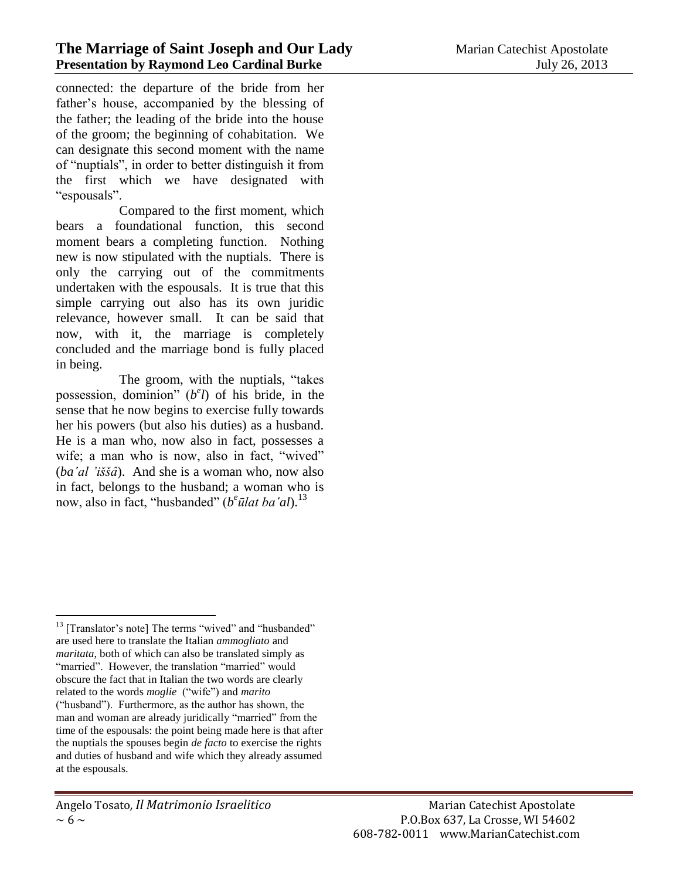connected: the departure of the bride from her father's house, accompanied by the blessing of the father; the leading of the bride into the house of the groom; the beginning of cohabitation. We can designate this second moment with the name of "nuptials", in order to better distinguish it from the first which we have designated with "espousals".

Compared to the first moment, which bears a foundational function, this second moment bears a completing function. Nothing new is now stipulated with the nuptials. There is only the carrying out of the commitments undertaken with the espousals. It is true that this simple carrying out also has its own juridic relevance, however small. It can be said that now, with it, the marriage is completely concluded and the marriage bond is fully placed in being.

The groom, with the nuptials, "takes possession, dominion" (*b$^{e}$l*) of his bride, in the sense that he now begins to exercise fully towards her his powers (but also his duties) as a husband. He is a man who, now also in fact, possesses a wife; a man who is now, also in fact, "wived" (*ba'al 'iššâ*). And she is a woman who, now also in fact, belongs to the husband; a woman who is now, also in fact, "husbanded" (*b$^{e}$ūlat ba'al*).[13]

[13] [Translator's note] The terms "wived" and "husbanded" are used here to translate the Italian *ammogliato* and *maritata*, both of which can also be translated simply as "married". However, the translation "married" would obscure the fact that in Italian the two words are clearly related to the words *moglie* ("wife") and *marito* ("husband"). Furthermore, as the author has shown, the man and woman are already juridically "married" from the time of the espousals: the point being made here is that after the nuptials the spouses begin *de facto* to exercise the rights and duties of husband and wife which they already assumed at the espousals.